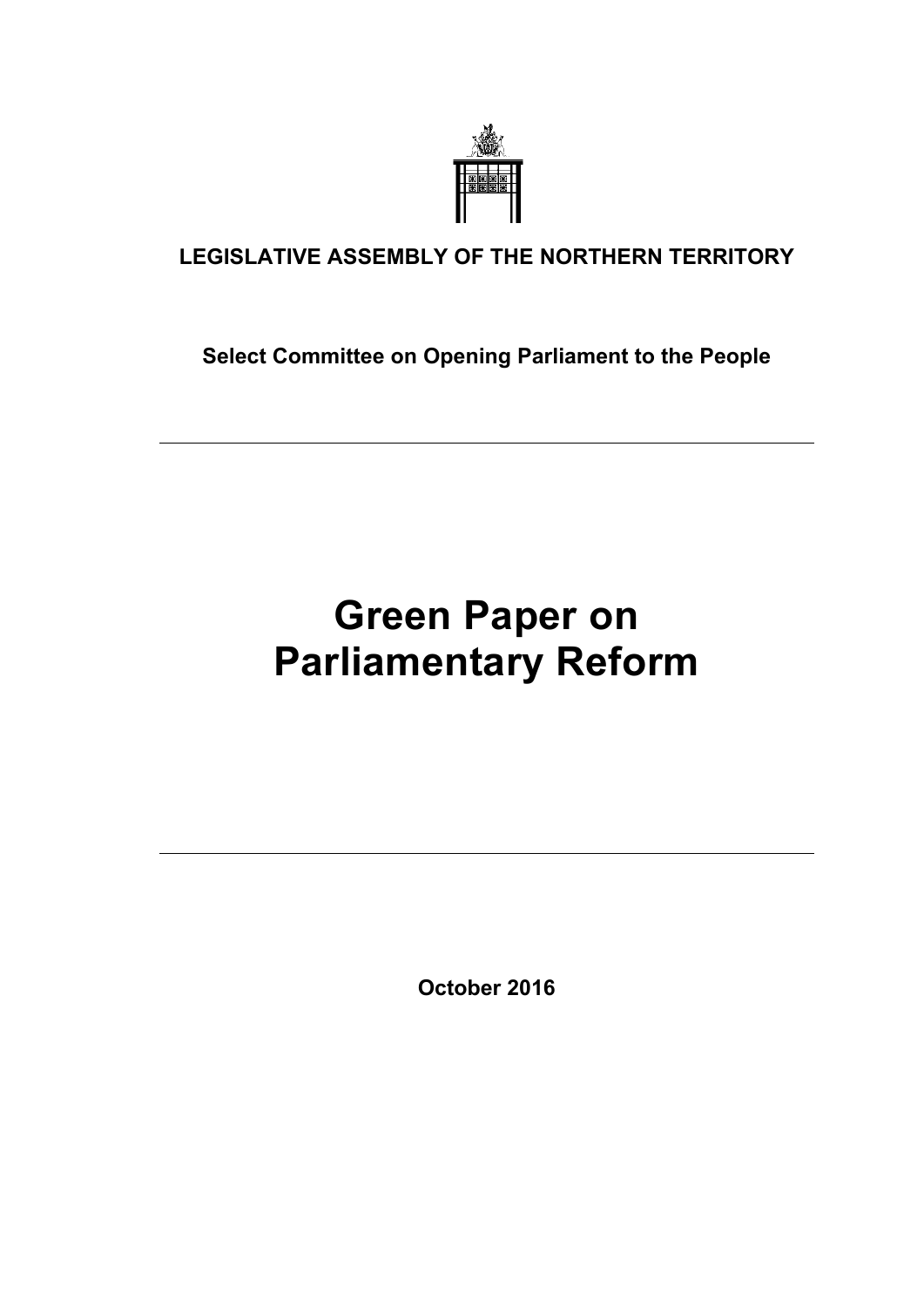**LEGISLATIVE ASSEMBLY OF THE NORTHERN TERRITORY**

**Select Committee on Opening Parliament to the People**

---

# Green Paper on Parliamentary Reform

---

**October 2016**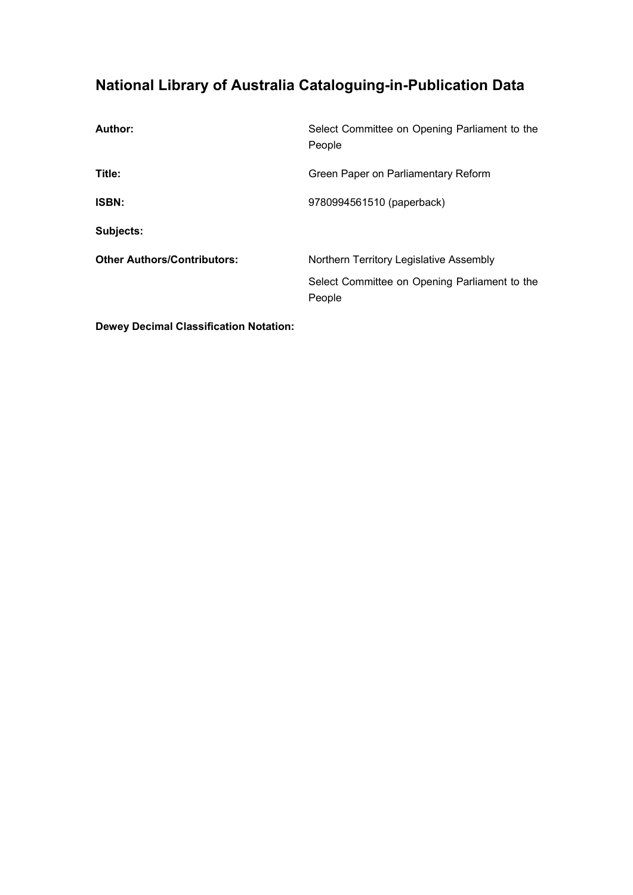## National Library of Australia Cataloguing-in-Publication Data

| | |
|---|---|
| **Author:** | Select Committee on Opening Parliament to the People |
| **Title:** | Green Paper on Parliamentary Reform |
| **ISBN:** | 9780994561510 (paperback) |
| **Subjects:** | |
| **Other Authors/Contributors:** | Northern Territory Legislative Assembly<br>Select Committee on Opening Parliament to the People |
| **Dewey Decimal Classification Notation:** | |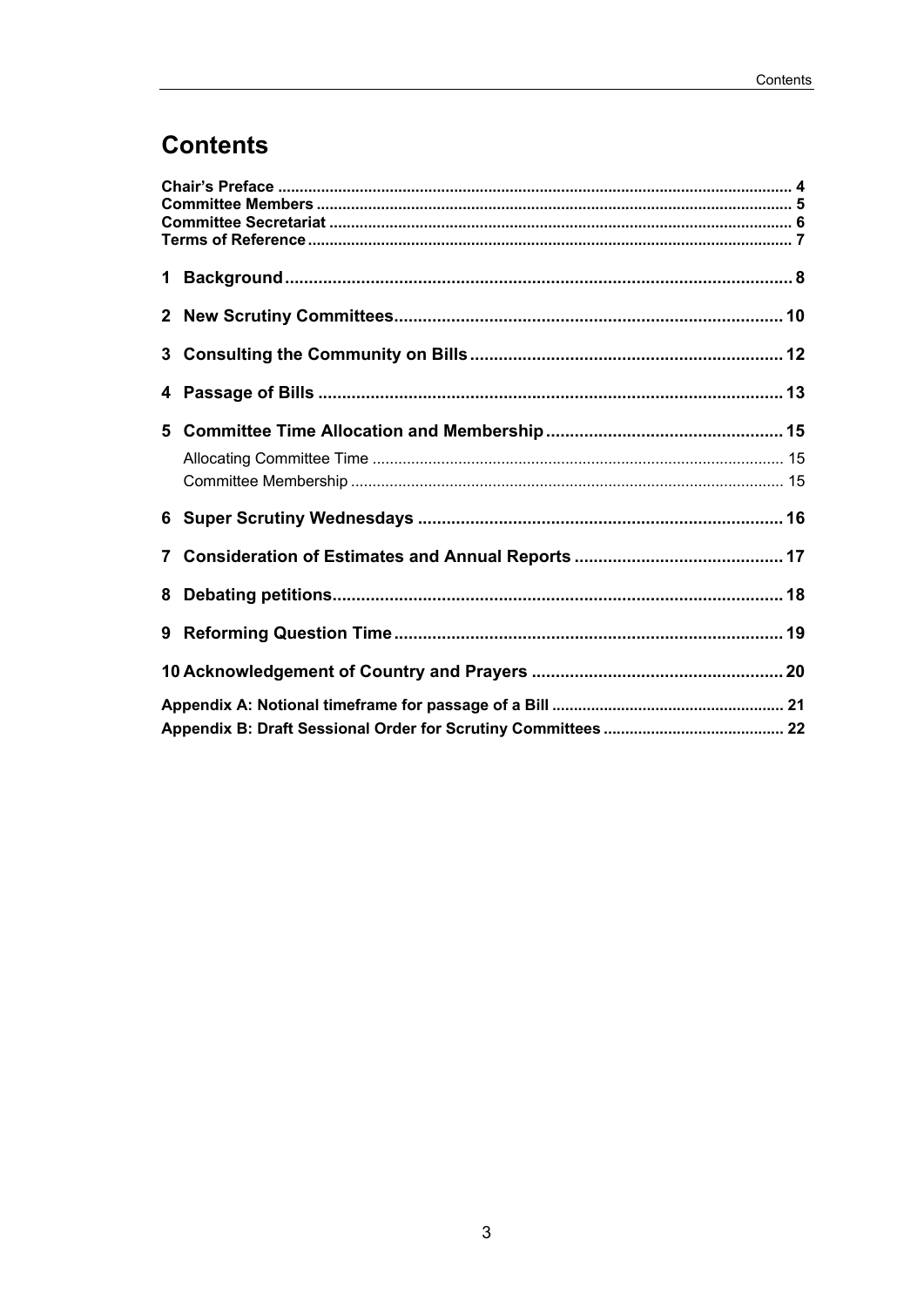# Contents

**Chair's Preface** .................................................................................................................... **4**
**Committee Members** ........................................................................................................... **5**
**Committee Secretariat** ......................................................................................................... **6**
**Terms of Reference** ............................................................................................................. **7**

**1 Background** .......................................................................................................... **8**

**2 New Scrutiny Committees** ................................................................................ **10**

**3 Consulting the Community on Bills** ................................................................ **12**

**4 Passage of Bills** ................................................................................................ **13**

**5 Committee Time Allocation and Membership** ................................................. **15**

Allocating Committee Time ............................................................................................ 15
Committee Membership .................................................................................................. 15

**6 Super Scrutiny Wednesdays** ............................................................................ **16**

**7 Consideration of Estimates and Annual Reports** ............................................ **17**

**8 Debating petitions** ............................................................................................. **18**

**9 Reforming Question Time** ................................................................................. **19**

**10 Acknowledgement of Country and Prayers** .................................................... **20**

**Appendix A: Notional timeframe for passage of a Bill** ..................................................... **21**
**Appendix B: Draft Sessional Order for Scrutiny Committees** .......................................... **22**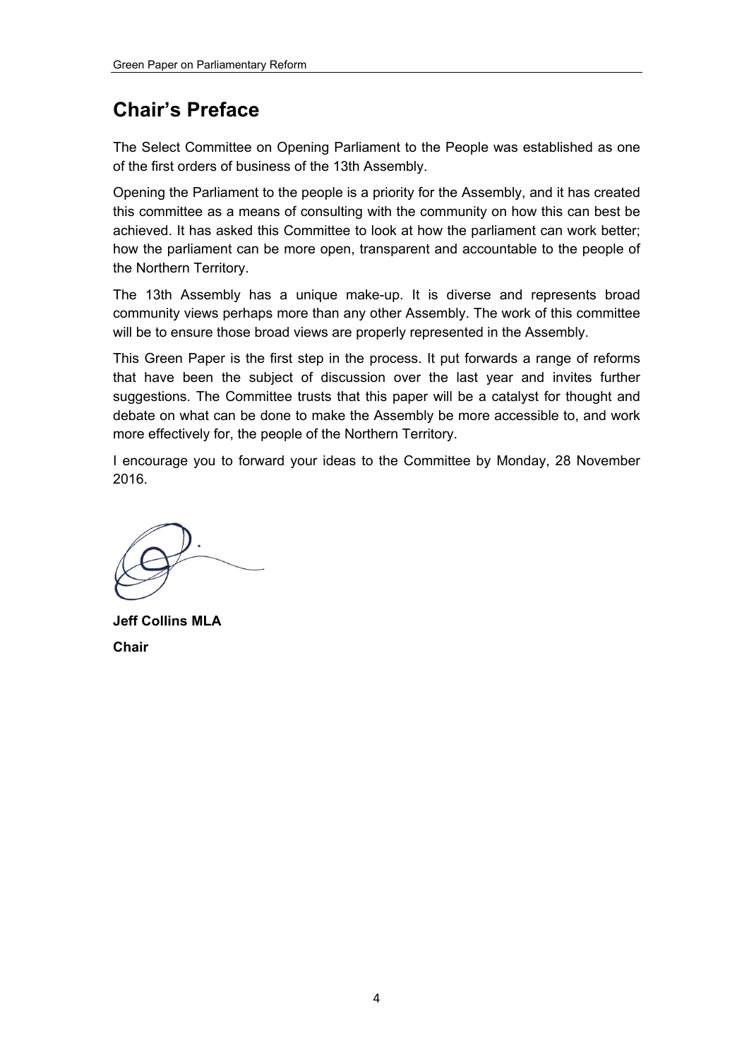## Chair's Preface

The Select Committee on Opening Parliament to the People was established as one of the first orders of business of the 13th Assembly.

Opening the Parliament to the people is a priority for the Assembly, and it has created this committee as a means of consulting with the community on how this can best be achieved. It has asked this Committee to look at how the parliament can work better; how the parliament can be more open, transparent and accountable to the people of the Northern Territory.

The 13th Assembly has a unique make-up. It is diverse and represents broad community views perhaps more than any other Assembly. The work of this committee will be to ensure those broad views are properly represented in the Assembly.

This Green Paper is the first step in the process. It put forwards a range of reforms that have been the subject of discussion over the last year and invites further suggestions. The Committee trusts that this paper will be a catalyst for thought and debate on what can be done to make the Assembly be more accessible to, and work more effectively for, the people of the Northern Territory.

I encourage you to forward your ideas to the Committee by Monday, 28 November 2016.

**Jeff Collins MLA**

**Chair**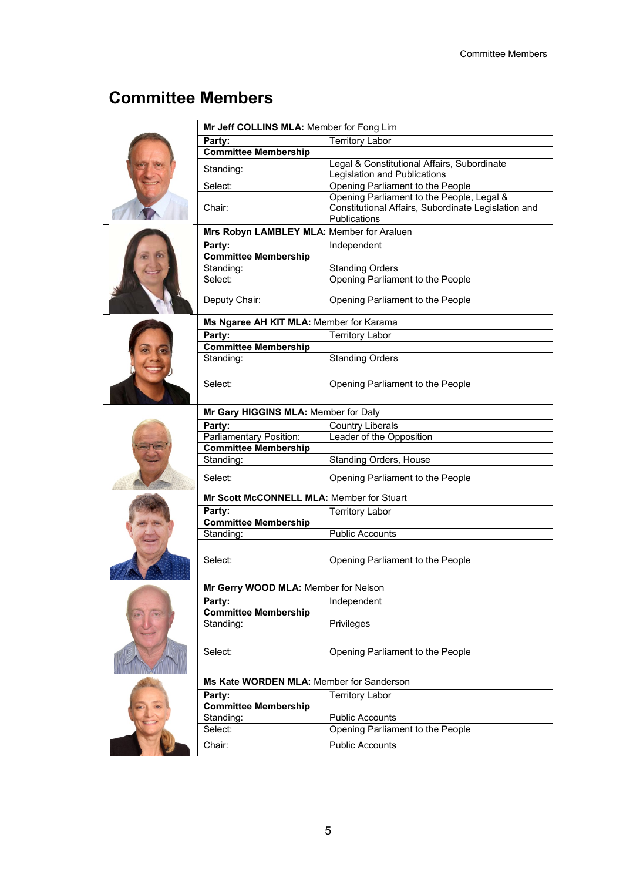# Committee Members

| | | |
|---|---|---|
| **Mr Jeff COLLINS MLA:** Member for Fong Lim | | |
| **Party:** | Territory Labor | |
| **Committee Membership** | | |
| Standing: | Legal & Constitutional Affairs, Subordinate Legislation and Publications | |
| Select: | Opening Parliament to the People | |
| Chair: | Opening Parliament to the People, Legal & Constitutional Affairs, Subordinate Legislation and Publications | |
| **Mrs Robyn LAMBLEY MLA:** Member for Araluen | | |
| **Party:** | Independent | |
| **Committee Membership** | | |
| Standing: | Standing Orders | |
| Select: | Opening Parliament to the People | |
| Deputy Chair: | Opening Parliament to the People | |
| **Ms Ngaree AH KIT MLA:** Member for Karama | | |
| **Party:** | Territory Labor | |
| **Committee Membership** | | |
| Standing: | Standing Orders | |
| Select: | Opening Parliament to the People | |
| **Mr Gary HIGGINS MLA:** Member for Daly | | |
| **Party:** | Country Liberals | |
| Parliamentary Position: | Leader of the Opposition | |
| **Committee Membership** | | |
| Standing: | Standing Orders, House | |
| Select: | Opening Parliament to the People | |
| **Mr Scott McCONNELL MLA:** Member for Stuart | | |
| **Party:** | Territory Labor | |
| **Committee Membership** | | |
| Standing: | Public Accounts | |
| Select: | Opening Parliament to the People | |
| **Mr Gerry WOOD MLA:** Member for Nelson | | |
| **Party:** | Independent | |
| **Committee Membership** | | |
| Standing: | Privileges | |
| Select: | Opening Parliament to the People | |
| **Ms Kate WORDEN MLA:** Member for Sanderson | | |
| **Party:** | Territory Labor | |
| **Committee Membership** | | |
| Standing: | Public Accounts | |
| Select: | Opening Parliament to the People | |
| Chair: | Public Accounts | |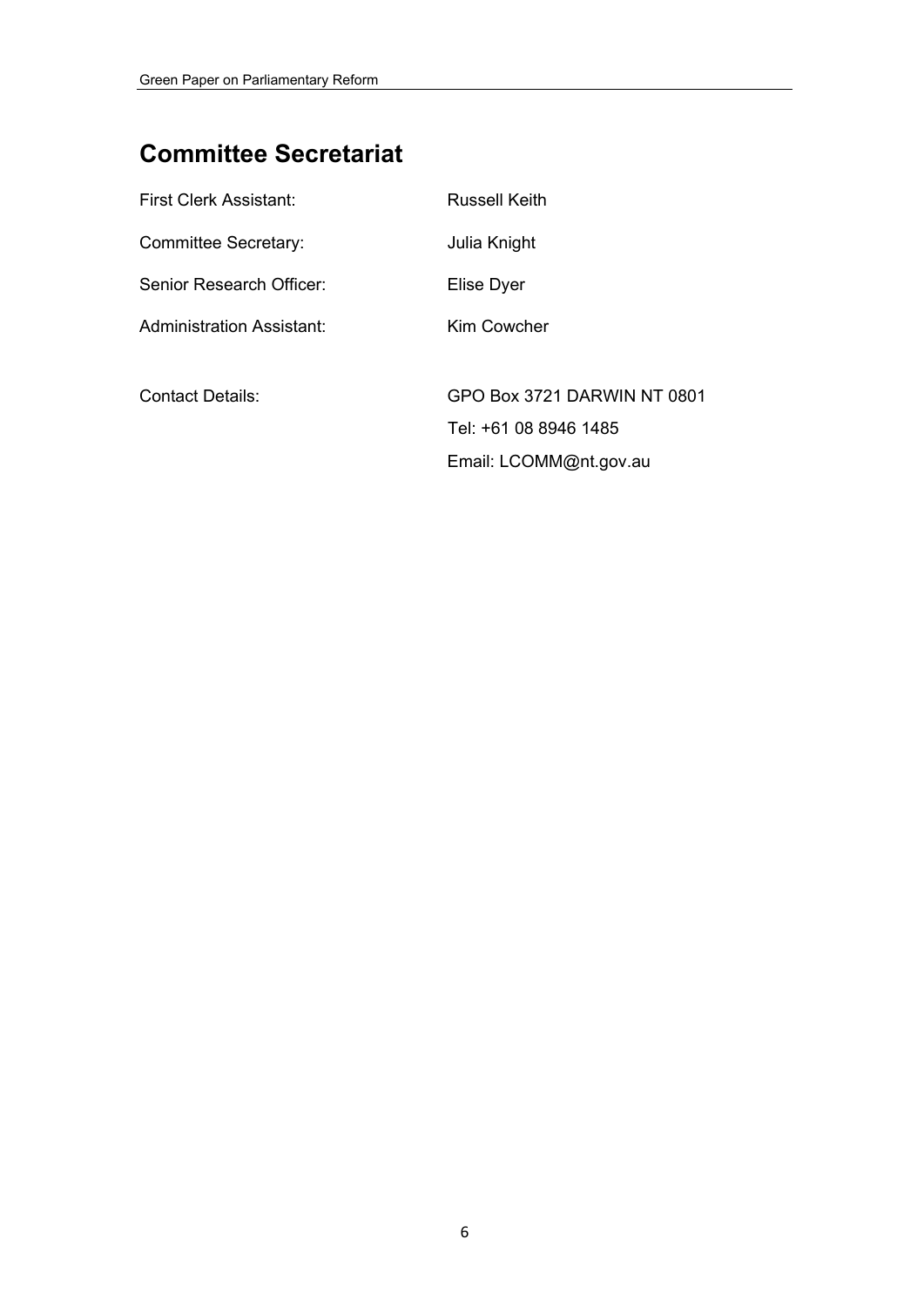## Committee Secretariat

| | |
|---|---|
| First Clerk Assistant: | Russell Keith |
| Committee Secretary: | Julia Knight |
| Senior Research Officer: | Elise Dyer |
| Administration Assistant: | Kim Cowcher |
| | |
| Contact Details: | GPO Box 3721 DARWIN NT 0801 |
| | Tel: +61 08 8946 1485 |
| | Email: LCOMM@nt.gov.au |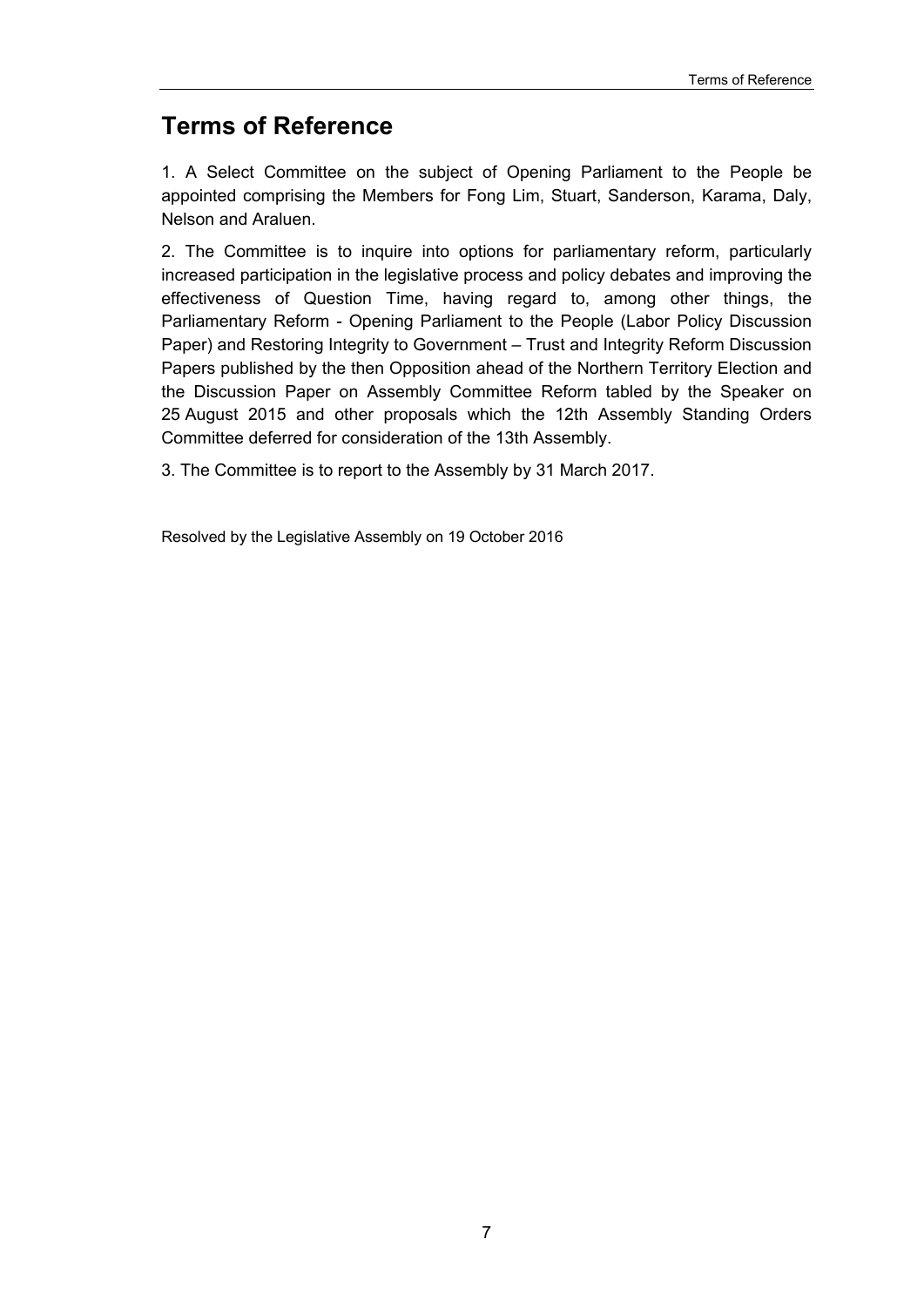# Terms of Reference

1. A Select Committee on the subject of Opening Parliament to the People be appointed comprising the Members for Fong Lim, Stuart, Sanderson, Karama, Daly, Nelson and Araluen.

2. The Committee is to inquire into options for parliamentary reform, particularly increased participation in the legislative process and policy debates and improving the effectiveness of Question Time, having regard to, among other things, the Parliamentary Reform - Opening Parliament to the People (Labor Policy Discussion Paper) and Restoring Integrity to Government – Trust and Integrity Reform Discussion Papers published by the then Opposition ahead of the Northern Territory Election and the Discussion Paper on Assembly Committee Reform tabled by the Speaker on 25 August 2015 and other proposals which the 12th Assembly Standing Orders Committee deferred for consideration of the 13th Assembly.

3. The Committee is to report to the Assembly by 31 March 2017.

Resolved by the Legislative Assembly on 19 October 2016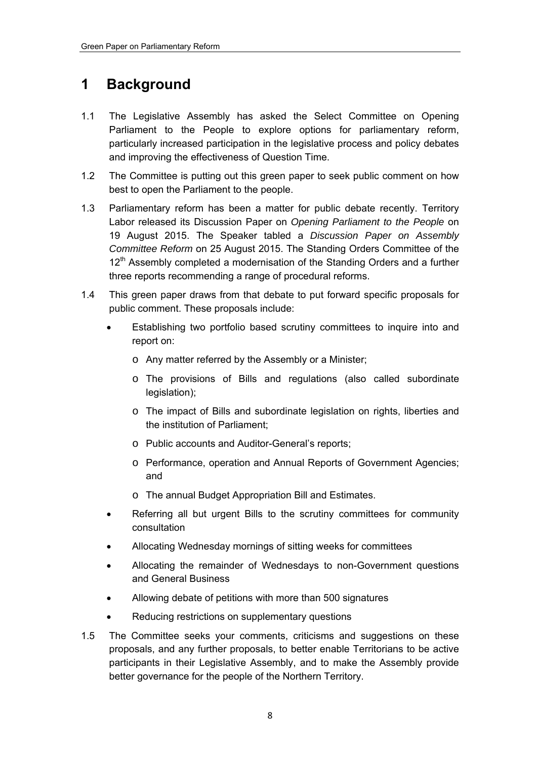# 1 Background

1.1 The Legislative Assembly has asked the Select Committee on Opening Parliament to the People to explore options for parliamentary reform, particularly increased participation in the legislative process and policy debates and improving the effectiveness of Question Time.

1.2 The Committee is putting out this green paper to seek public comment on how best to open the Parliament to the people.

1.3 Parliamentary reform has been a matter for public debate recently. Territory Labor released its Discussion Paper on *Opening Parliament to the People* on 19 August 2015. The Speaker tabled a *Discussion Paper on Assembly Committee Reform* on 25 August 2015. The Standing Orders Committee of the 12th Assembly completed a modernisation of the Standing Orders and a further three reports recommending a range of procedural reforms.

1.4 This green paper draws from that debate to put forward specific proposals for public comment. These proposals include:

- Establishing two portfolio based scrutiny committees to inquire into and report on:
  - Any matter referred by the Assembly or a Minister;
  - The provisions of Bills and regulations (also called subordinate legislation);
  - The impact of Bills and subordinate legislation on rights, liberties and the institution of Parliament;
  - Public accounts and Auditor-General's reports;
  - Performance, operation and Annual Reports of Government Agencies; and
  - The annual Budget Appropriation Bill and Estimates.
- Referring all but urgent Bills to the scrutiny committees for community consultation
- Allocating Wednesday mornings of sitting weeks for committees
- Allocating the remainder of Wednesdays to non-Government questions and General Business
- Allowing debate of petitions with more than 500 signatures
- Reducing restrictions on supplementary questions

1.5 The Committee seeks your comments, criticisms and suggestions on these proposals, and any further proposals, to better enable Territorians to be active participants in their Legislative Assembly, and to make the Assembly provide better governance for the people of the Northern Territory.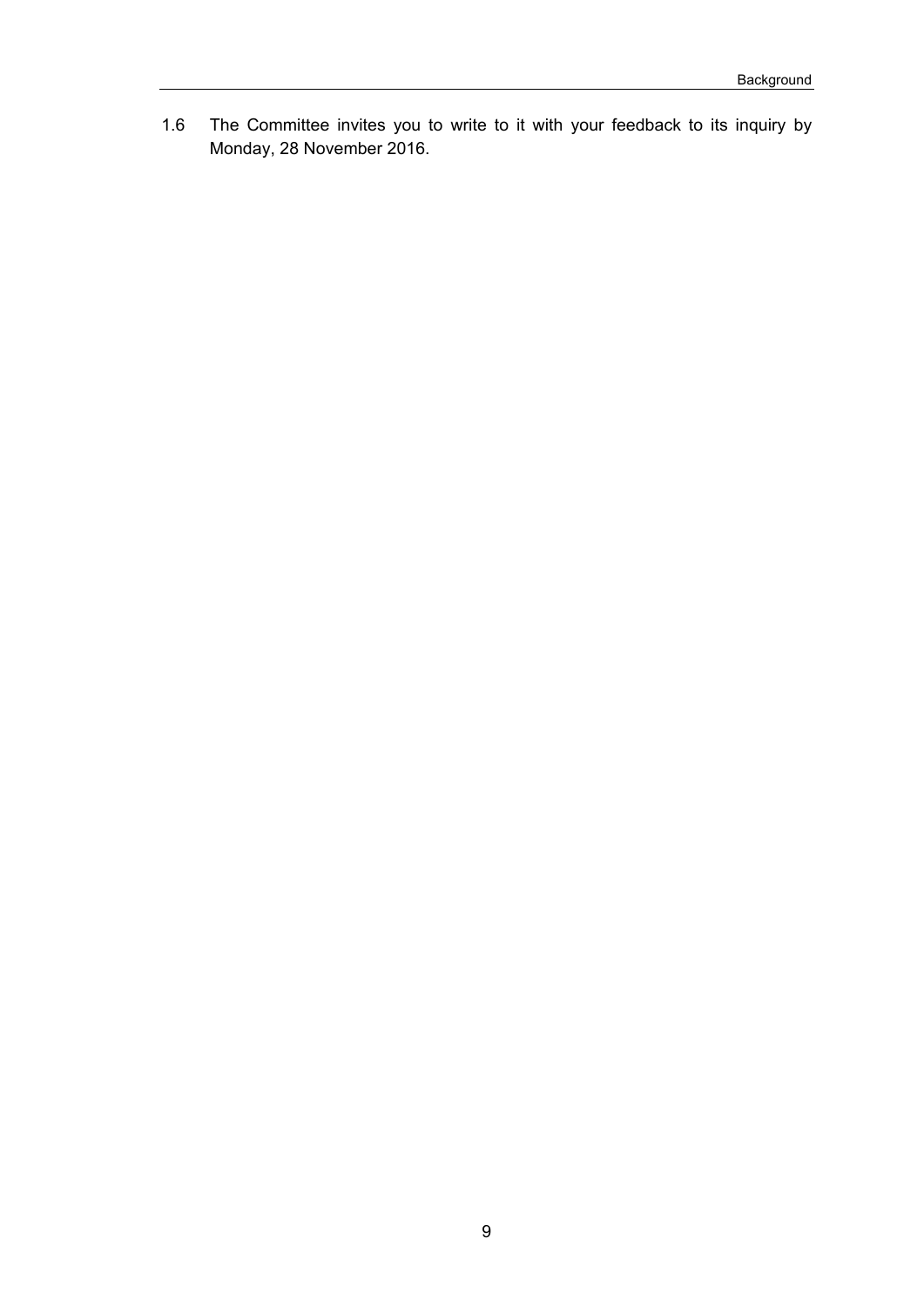1.6 The Committee invites you to write to it with your feedback to its inquiry by Monday, 28 November 2016.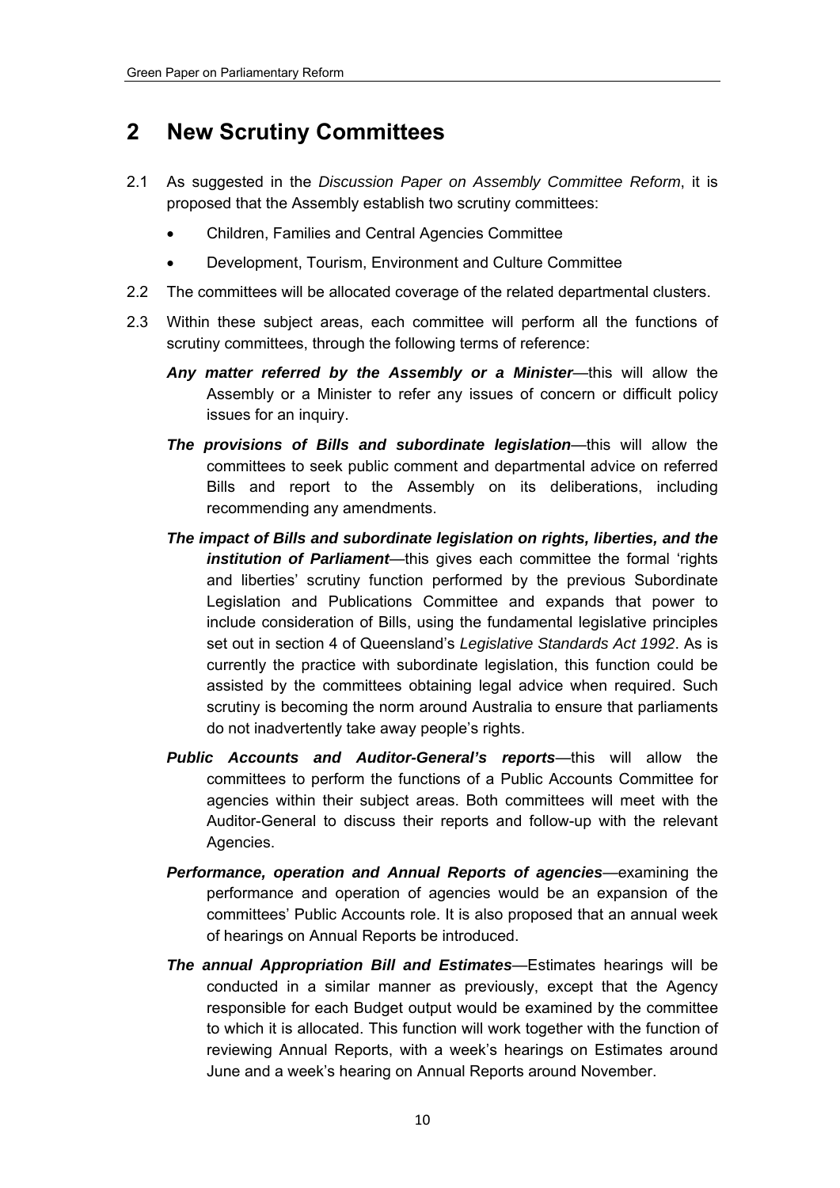## 2 New Scrutiny Committees

2.1 As suggested in the *Discussion Paper on Assembly Committee Reform*, it is proposed that the Assembly establish two scrutiny committees:

- Children, Families and Central Agencies Committee
- Development, Tourism, Environment and Culture Committee

2.2 The committees will be allocated coverage of the related departmental clusters.

2.3 Within these subject areas, each committee will perform all the functions of scrutiny committees, through the following terms of reference:

***Any matter referred by the Assembly or a Minister***—this will allow the Assembly or a Minister to refer any issues of concern or difficult policy issues for an inquiry.

***The provisions of Bills and subordinate legislation***—this will allow the committees to seek public comment and departmental advice on referred Bills and report to the Assembly on its deliberations, including recommending any amendments.

***The impact of Bills and subordinate legislation on rights, liberties, and the institution of Parliament***—this gives each committee the formal 'rights and liberties' scrutiny function performed by the previous Subordinate Legislation and Publications Committee and expands that power to include consideration of Bills, using the fundamental legislative principles set out in section 4 of Queensland's *Legislative Standards Act 1992*. As is currently the practice with subordinate legislation, this function could be assisted by the committees obtaining legal advice when required. Such scrutiny is becoming the norm around Australia to ensure that parliaments do not inadvertently take away people's rights.

***Public Accounts and Auditor-General's reports***—this will allow the committees to perform the functions of a Public Accounts Committee for agencies within their subject areas. Both committees will meet with the Auditor-General to discuss their reports and follow-up with the relevant Agencies.

***Performance, operation and Annual Reports of agencies***—examining the performance and operation of agencies would be an expansion of the committees' Public Accounts role. It is also proposed that an annual week of hearings on Annual Reports be introduced.

***The annual Appropriation Bill and Estimates***—Estimates hearings will be conducted in a similar manner as previously, except that the Agency responsible for each Budget output would be examined by the committee to which it is allocated. This function will work together with the function of reviewing Annual Reports, with a week's hearings on Estimates around June and a week's hearing on Annual Reports around November.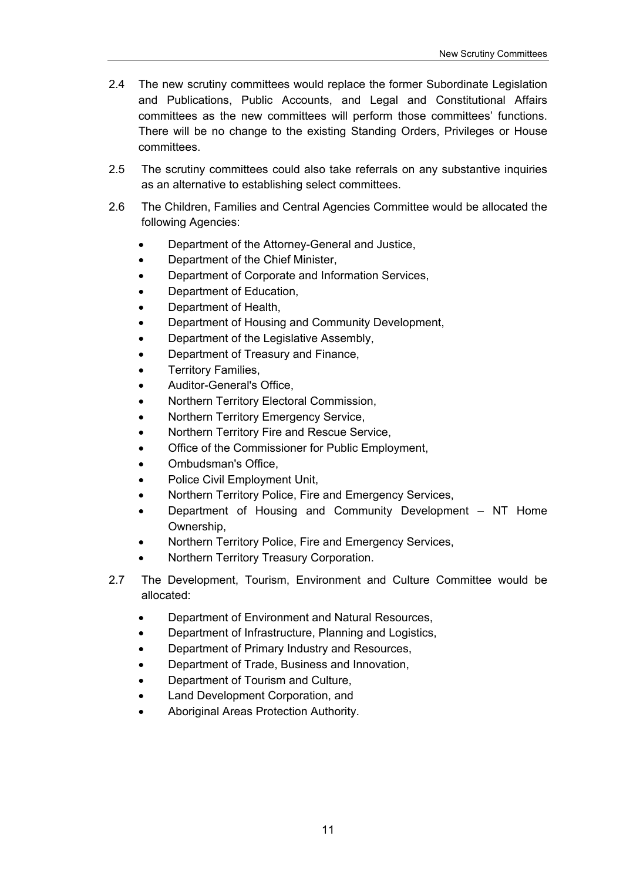2.4 The new scrutiny committees would replace the former Subordinate Legislation and Publications, Public Accounts, and Legal and Constitutional Affairs committees as the new committees will perform those committees' functions. There will be no change to the existing Standing Orders, Privileges or House committees.

2.5 The scrutiny committees could also take referrals on any substantive inquiries as an alternative to establishing select committees.

2.6 The Children, Families and Central Agencies Committee would be allocated the following Agencies:

- Department of the Attorney-General and Justice,
- Department of the Chief Minister,
- Department of Corporate and Information Services,
- Department of Education,
- Department of Health,
- Department of Housing and Community Development,
- Department of the Legislative Assembly,
- Department of Treasury and Finance,
- Territory Families,
- Auditor-General's Office,
- Northern Territory Electoral Commission,
- Northern Territory Emergency Service,
- Northern Territory Fire and Rescue Service,
- Office of the Commissioner for Public Employment,
- Ombudsman's Office,
- Police Civil Employment Unit,
- Northern Territory Police, Fire and Emergency Services,
- Department of Housing and Community Development – NT Home Ownership,
- Northern Territory Police, Fire and Emergency Services,
- Northern Territory Treasury Corporation.

2.7 The Development, Tourism, Environment and Culture Committee would be allocated:

- Department of Environment and Natural Resources,
- Department of Infrastructure, Planning and Logistics,
- Department of Primary Industry and Resources,
- Department of Trade, Business and Innovation,
- Department of Tourism and Culture,
- Land Development Corporation, and
- Aboriginal Areas Protection Authority.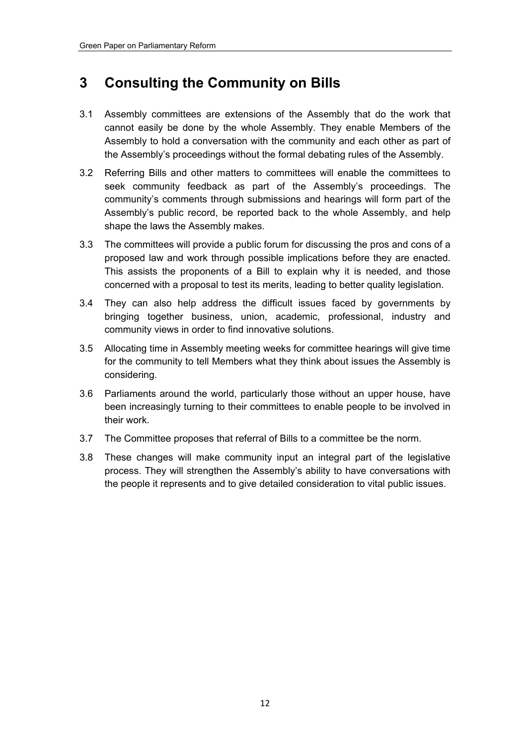# 3 Consulting the Community on Bills

3.1 Assembly committees are extensions of the Assembly that do the work that cannot easily be done by the whole Assembly. They enable Members of the Assembly to hold a conversation with the community and each other as part of the Assembly's proceedings without the formal debating rules of the Assembly.

3.2 Referring Bills and other matters to committees will enable the committees to seek community feedback as part of the Assembly's proceedings. The community's comments through submissions and hearings will form part of the Assembly's public record, be reported back to the whole Assembly, and help shape the laws the Assembly makes.

3.3 The committees will provide a public forum for discussing the pros and cons of a proposed law and work through possible implications before they are enacted. This assists the proponents of a Bill to explain why it is needed, and those concerned with a proposal to test its merits, leading to better quality legislation.

3.4 They can also help address the difficult issues faced by governments by bringing together business, union, academic, professional, industry and community views in order to find innovative solutions.

3.5 Allocating time in Assembly meeting weeks for committee hearings will give time for the community to tell Members what they think about issues the Assembly is considering.

3.6 Parliaments around the world, particularly those without an upper house, have been increasingly turning to their committees to enable people to be involved in their work.

3.7 The Committee proposes that referral of Bills to a committee be the norm.

3.8 These changes will make community input an integral part of the legislative process. They will strengthen the Assembly's ability to have conversations with the people it represents and to give detailed consideration to vital public issues.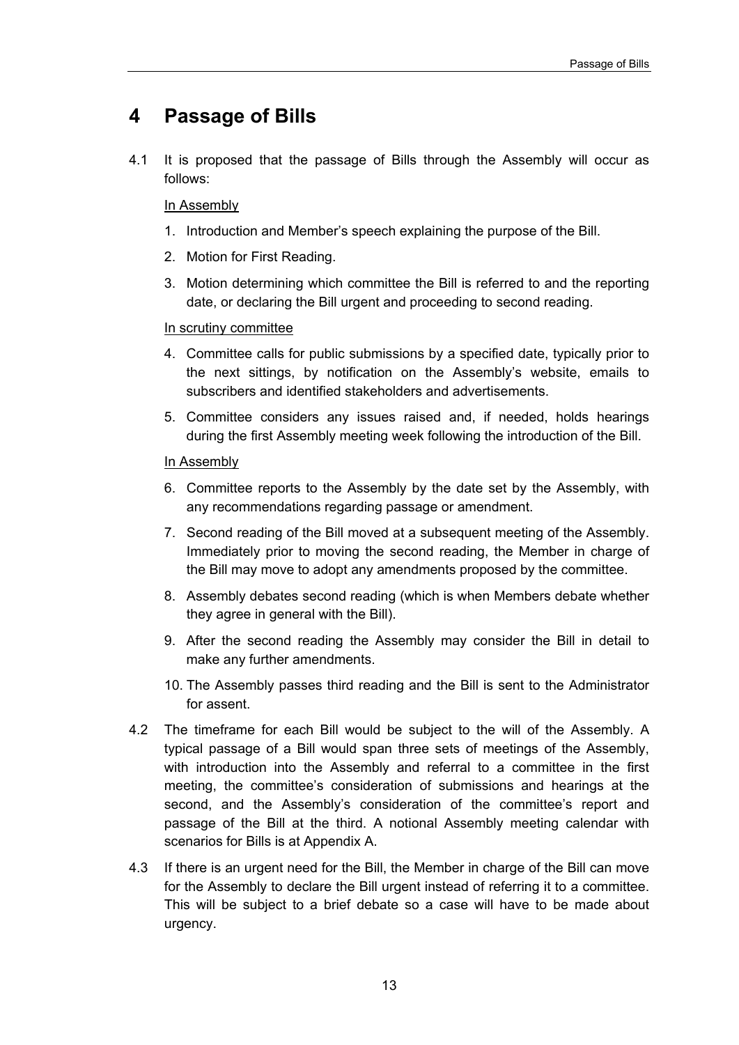# 4 Passage of Bills

4.1 It is proposed that the passage of Bills through the Assembly will occur as follows:

<u>In Assembly</u>

1. Introduction and Member's speech explaining the purpose of the Bill.
2. Motion for First Reading.
3. Motion determining which committee the Bill is referred to and the reporting date, or declaring the Bill urgent and proceeding to second reading.

<u>In scrutiny committee</u>

4. Committee calls for public submissions by a specified date, typically prior to the next sittings, by notification on the Assembly's website, emails to subscribers and identified stakeholders and advertisements.
5. Committee considers any issues raised and, if needed, holds hearings during the first Assembly meeting week following the introduction of the Bill.

<u>In Assembly</u>

6. Committee reports to the Assembly by the date set by the Assembly, with any recommendations regarding passage or amendment.
7. Second reading of the Bill moved at a subsequent meeting of the Assembly. Immediately prior to moving the second reading, the Member in charge of the Bill may move to adopt any amendments proposed by the committee.
8. Assembly debates second reading (which is when Members debate whether they agree in general with the Bill).
9. After the second reading the Assembly may consider the Bill in detail to make any further amendments.
10. The Assembly passes third reading and the Bill is sent to the Administrator for assent.

4.2 The timeframe for each Bill would be subject to the will of the Assembly. A typical passage of a Bill would span three sets of meetings of the Assembly, with introduction into the Assembly and referral to a committee in the first meeting, the committee's consideration of submissions and hearings at the second, and the Assembly's consideration of the committee's report and passage of the Bill at the third. A notional Assembly meeting calendar with scenarios for Bills is at Appendix A.

4.3 If there is an urgent need for the Bill, the Member in charge of the Bill can move for the Assembly to declare the Bill urgent instead of referring it to a committee. This will be subject to a brief debate so a case will have to be made about urgency.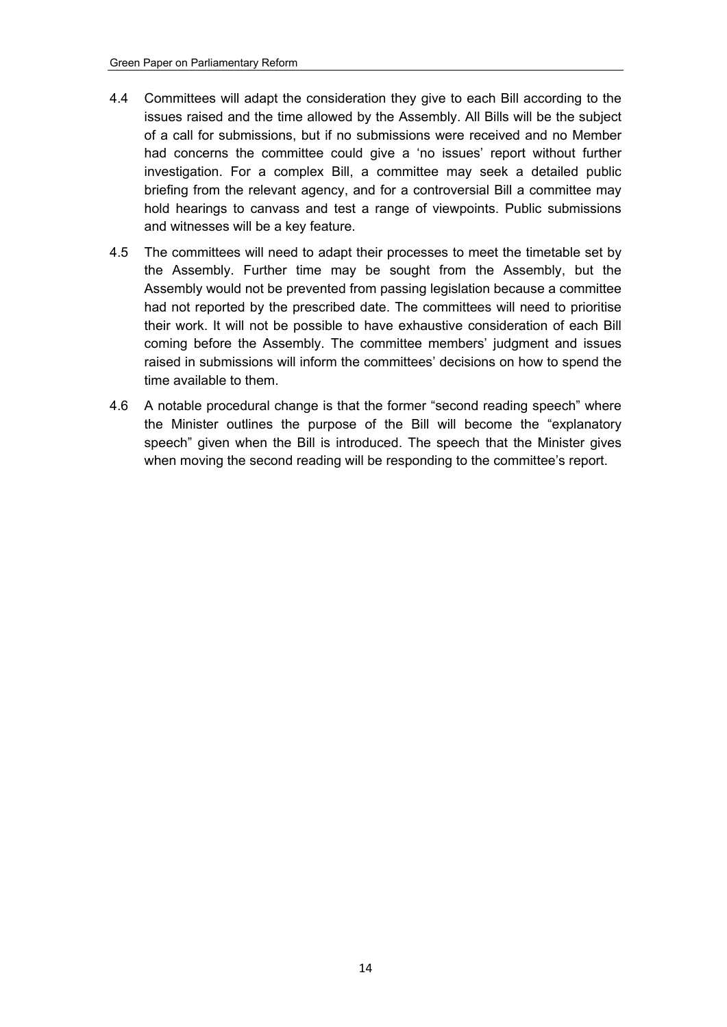4.4 Committees will adapt the consideration they give to each Bill according to the issues raised and the time allowed by the Assembly. All Bills will be the subject of a call for submissions, but if no submissions were received and no Member had concerns the committee could give a 'no issues' report without further investigation. For a complex Bill, a committee may seek a detailed public briefing from the relevant agency, and for a controversial Bill a committee may hold hearings to canvass and test a range of viewpoints. Public submissions and witnesses will be a key feature.

4.5 The committees will need to adapt their processes to meet the timetable set by the Assembly. Further time may be sought from the Assembly, but the Assembly would not be prevented from passing legislation because a committee had not reported by the prescribed date. The committees will need to prioritise their work. It will not be possible to have exhaustive consideration of each Bill coming before the Assembly. The committee members' judgment and issues raised in submissions will inform the committees' decisions on how to spend the time available to them.

4.6 A notable procedural change is that the former "second reading speech" where the Minister outlines the purpose of the Bill will become the "explanatory speech" given when the Bill is introduced. The speech that the Minister gives when moving the second reading will be responding to the committee's report.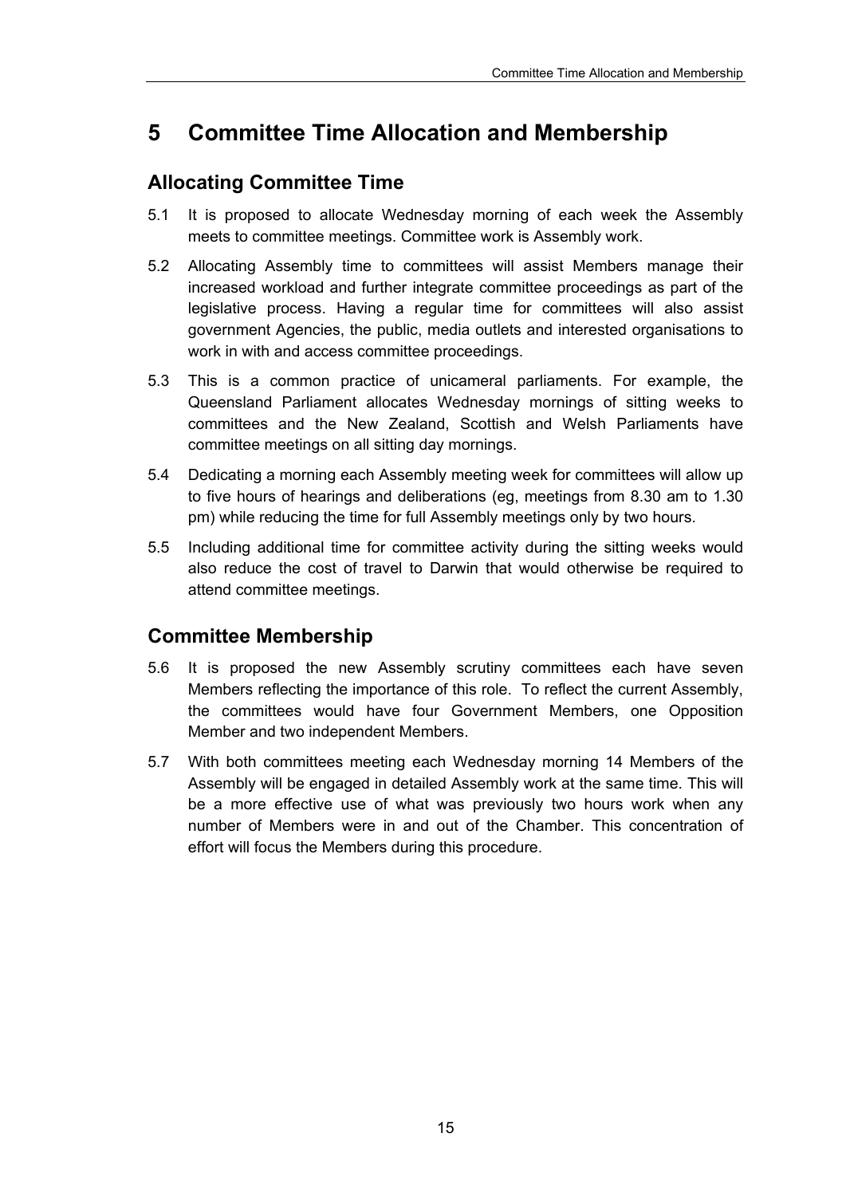# 5 Committee Time Allocation and Membership

## Allocating Committee Time

5.1 It is proposed to allocate Wednesday morning of each week the Assembly meets to committee meetings. Committee work is Assembly work.

5.2 Allocating Assembly time to committees will assist Members manage their increased workload and further integrate committee proceedings as part of the legislative process. Having a regular time for committees will also assist government Agencies, the public, media outlets and interested organisations to work in with and access committee proceedings.

5.3 This is a common practice of unicameral parliaments. For example, the Queensland Parliament allocates Wednesday mornings of sitting weeks to committees and the New Zealand, Scottish and Welsh Parliaments have committee meetings on all sitting day mornings.

5.4 Dedicating a morning each Assembly meeting week for committees will allow up to five hours of hearings and deliberations (eg, meetings from 8.30 am to 1.30 pm) while reducing the time for full Assembly meetings only by two hours.

5.5 Including additional time for committee activity during the sitting weeks would also reduce the cost of travel to Darwin that would otherwise be required to attend committee meetings.

## Committee Membership

5.6 It is proposed the new Assembly scrutiny committees each have seven Members reflecting the importance of this role. To reflect the current Assembly, the committees would have four Government Members, one Opposition Member and two independent Members.

5.7 With both committees meeting each Wednesday morning 14 Members of the Assembly will be engaged in detailed Assembly work at the same time. This will be a more effective use of what was previously two hours work when any number of Members were in and out of the Chamber. This concentration of effort will focus the Members during this procedure.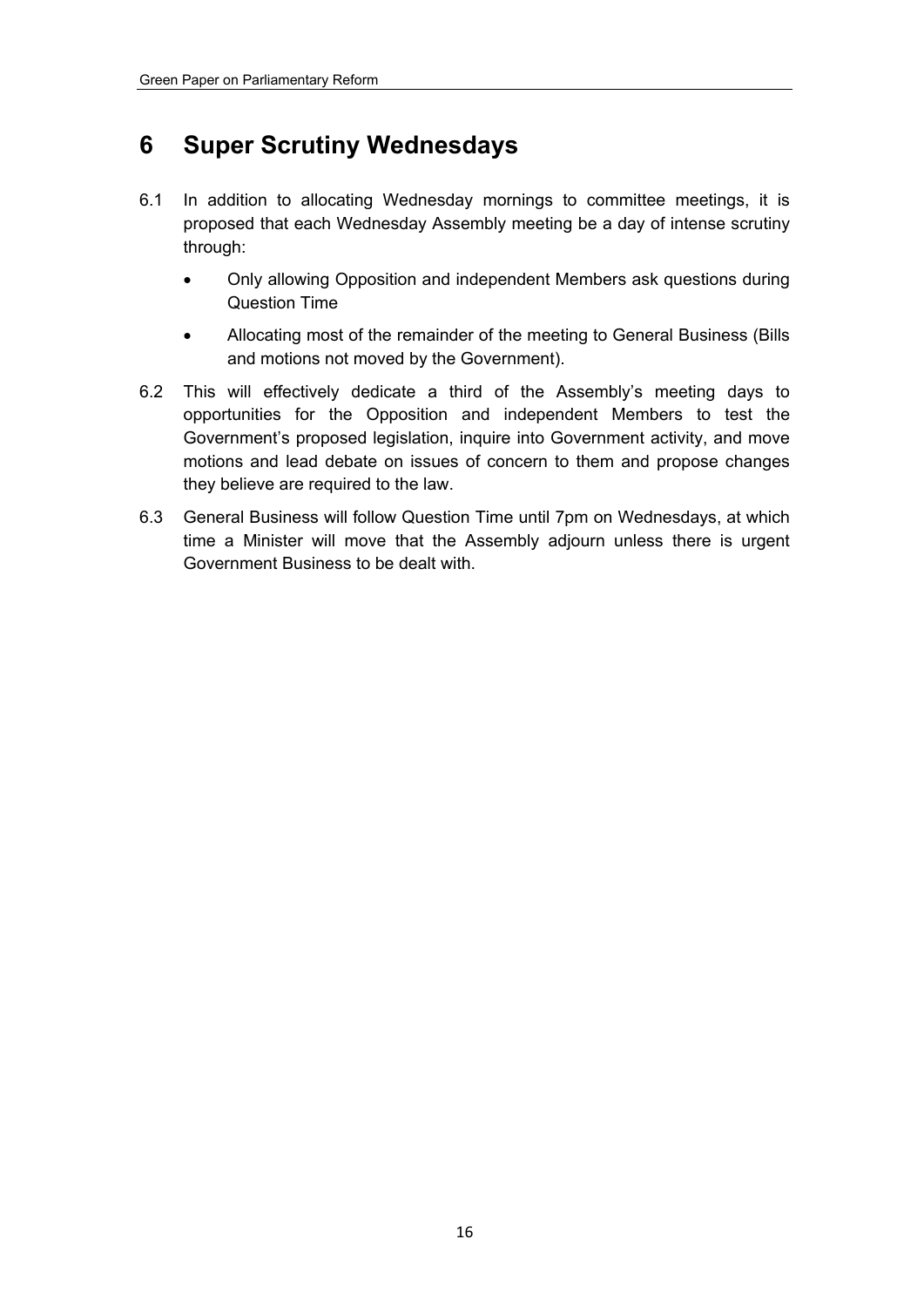# 6 Super Scrutiny Wednesdays

6.1 In addition to allocating Wednesday mornings to committee meetings, it is proposed that each Wednesday Assembly meeting be a day of intense scrutiny through:

- Only allowing Opposition and independent Members ask questions during Question Time
- Allocating most of the remainder of the meeting to General Business (Bills and motions not moved by the Government).

6.2 This will effectively dedicate a third of the Assembly's meeting days to opportunities for the Opposition and independent Members to test the Government's proposed legislation, inquire into Government activity, and move motions and lead debate on issues of concern to them and propose changes they believe are required to the law.

6.3 General Business will follow Question Time until 7pm on Wednesdays, at which time a Minister will move that the Assembly adjourn unless there is urgent Government Business to be dealt with.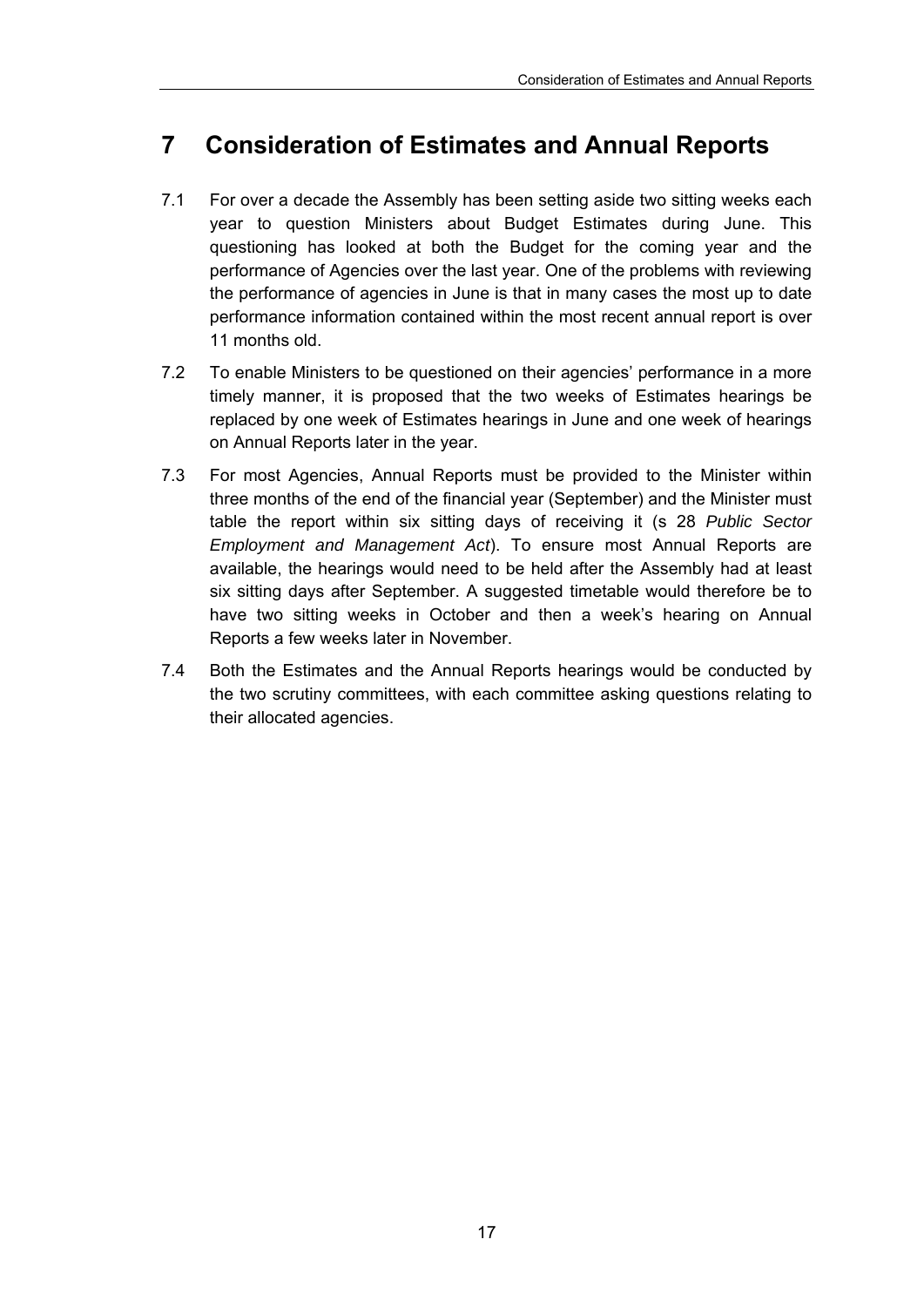# 7 Consideration of Estimates and Annual Reports

7.1 For over a decade the Assembly has been setting aside two sitting weeks each year to question Ministers about Budget Estimates during June. This questioning has looked at both the Budget for the coming year and the performance of Agencies over the last year. One of the problems with reviewing the performance of agencies in June is that in many cases the most up to date performance information contained within the most recent annual report is over 11 months old.

7.2 To enable Ministers to be questioned on their agencies' performance in a more timely manner, it is proposed that the two weeks of Estimates hearings be replaced by one week of Estimates hearings in June and one week of hearings on Annual Reports later in the year.

7.3 For most Agencies, Annual Reports must be provided to the Minister within three months of the end of the financial year (September) and the Minister must table the report within six sitting days of receiving it (s 28 *Public Sector Employment and Management Act*). To ensure most Annual Reports are available, the hearings would need to be held after the Assembly had at least six sitting days after September. A suggested timetable would therefore be to have two sitting weeks in October and then a week's hearing on Annual Reports a few weeks later in November.

7.4 Both the Estimates and the Annual Reports hearings would be conducted by the two scrutiny committees, with each committee asking questions relating to their allocated agencies.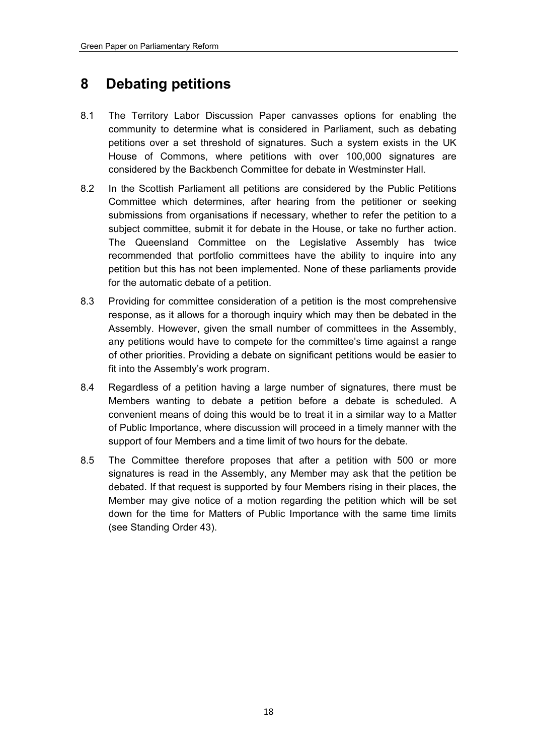# 8 Debating petitions

8.1 The Territory Labor Discussion Paper canvasses options for enabling the community to determine what is considered in Parliament, such as debating petitions over a set threshold of signatures. Such a system exists in the UK House of Commons, where petitions with over 100,000 signatures are considered by the Backbench Committee for debate in Westminster Hall.

8.2 In the Scottish Parliament all petitions are considered by the Public Petitions Committee which determines, after hearing from the petitioner or seeking submissions from organisations if necessary, whether to refer the petition to a subject committee, submit it for debate in the House, or take no further action. The Queensland Committee on the Legislative Assembly has twice recommended that portfolio committees have the ability to inquire into any petition but this has not been implemented. None of these parliaments provide for the automatic debate of a petition.

8.3 Providing for committee consideration of a petition is the most comprehensive response, as it allows for a thorough inquiry which may then be debated in the Assembly. However, given the small number of committees in the Assembly, any petitions would have to compete for the committee's time against a range of other priorities. Providing a debate on significant petitions would be easier to fit into the Assembly's work program.

8.4 Regardless of a petition having a large number of signatures, there must be Members wanting to debate a petition before a debate is scheduled. A convenient means of doing this would be to treat it in a similar way to a Matter of Public Importance, where discussion will proceed in a timely manner with the support of four Members and a time limit of two hours for the debate.

8.5 The Committee therefore proposes that after a petition with 500 or more signatures is read in the Assembly, any Member may ask that the petition be debated. If that request is supported by four Members rising in their places, the Member may give notice of a motion regarding the petition which will be set down for the time for Matters of Public Importance with the same time limits (see Standing Order 43).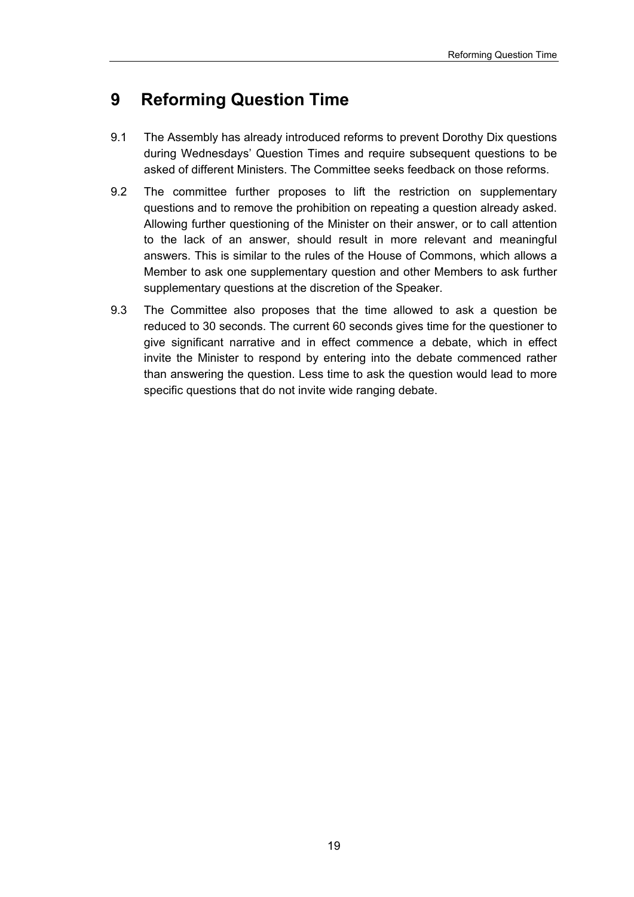# 9 Reforming Question Time

9.1 The Assembly has already introduced reforms to prevent Dorothy Dix questions during Wednesdays' Question Times and require subsequent questions to be asked of different Ministers. The Committee seeks feedback on those reforms.

9.2 The committee further proposes to lift the restriction on supplementary questions and to remove the prohibition on repeating a question already asked. Allowing further questioning of the Minister on their answer, or to call attention to the lack of an answer, should result in more relevant and meaningful answers. This is similar to the rules of the House of Commons, which allows a Member to ask one supplementary question and other Members to ask further supplementary questions at the discretion of the Speaker.

9.3 The Committee also proposes that the time allowed to ask a question be reduced to 30 seconds. The current 60 seconds gives time for the questioner to give significant narrative and in effect commence a debate, which in effect invite the Minister to respond by entering into the debate commenced rather than answering the question. Less time to ask the question would lead to more specific questions that do not invite wide ranging debate.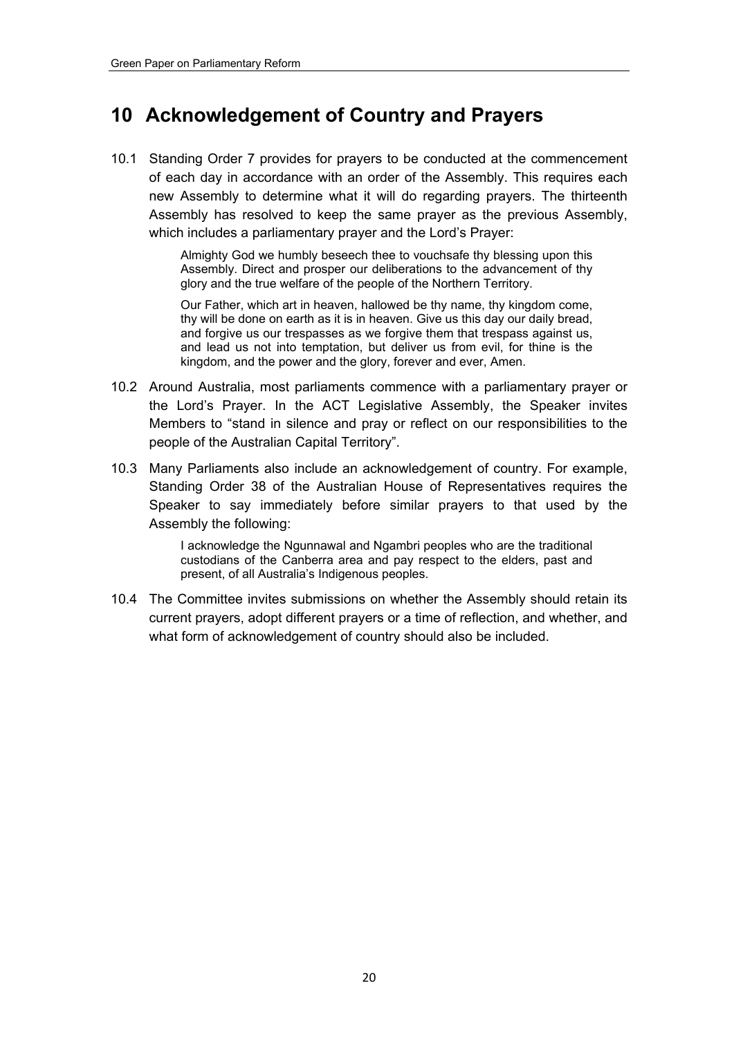# 10 Acknowledgement of Country and Prayers

10.1 Standing Order 7 provides for prayers to be conducted at the commencement of each day in accordance with an order of the Assembly. This requires each new Assembly to determine what it will do regarding prayers. The thirteenth Assembly has resolved to keep the same prayer as the previous Assembly, which includes a parliamentary prayer and the Lord's Prayer:

> Almighty God we humbly beseech thee to vouchsafe thy blessing upon this Assembly. Direct and prosper our deliberations to the advancement of thy glory and the true welfare of the people of the Northern Territory.
>
> Our Father, which art in heaven, hallowed be thy name, thy kingdom come, thy will be done on earth as it is in heaven. Give us this day our daily bread, and forgive us our trespasses as we forgive them that trespass against us, and lead us not into temptation, but deliver us from evil, for thine is the kingdom, and the power and the glory, forever and ever, Amen.

10.2 Around Australia, most parliaments commence with a parliamentary prayer or the Lord's Prayer. In the ACT Legislative Assembly, the Speaker invites Members to "stand in silence and pray or reflect on our responsibilities to the people of the Australian Capital Territory".

10.3 Many Parliaments also include an acknowledgement of country. For example, Standing Order 38 of the Australian House of Representatives requires the Speaker to say immediately before similar prayers to that used by the Assembly the following:

> I acknowledge the Ngunnawal and Ngambri peoples who are the traditional custodians of the Canberra area and pay respect to the elders, past and present, of all Australia's Indigenous peoples.

10.4 The Committee invites submissions on whether the Assembly should retain its current prayers, adopt different prayers or a time of reflection, and whether, and what form of acknowledgement of country should also be included.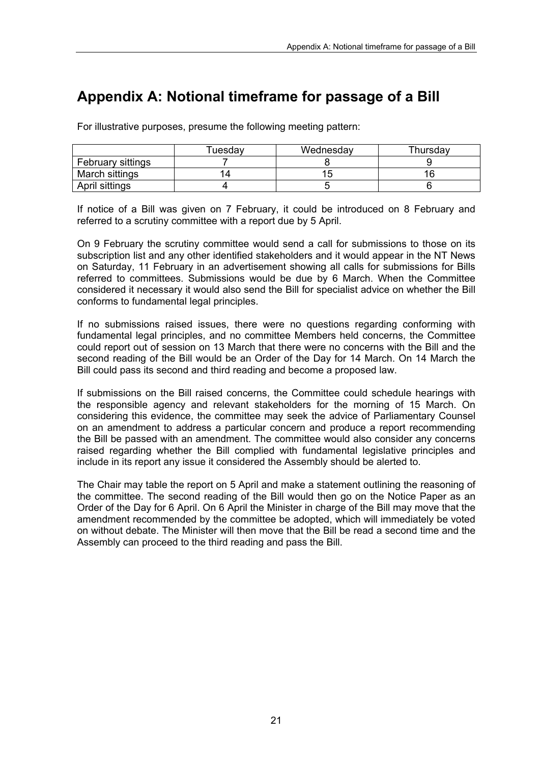# Appendix A: Notional timeframe for passage of a Bill

For illustrative purposes, presume the following meeting pattern:

| | Tuesday | Wednesday | Thursday |
|---|---|---|---|
| February sittings | 7 | 8 | 9 |
| March sittings | 14 | 15 | 16 |
| April sittings | 4 | 5 | 6 |

If notice of a Bill was given on 7 February, it could be introduced on 8 February and referred to a scrutiny committee with a report due by 5 April.

On 9 February the scrutiny committee would send a call for submissions to those on its subscription list and any other identified stakeholders and it would appear in the NT News on Saturday, 11 February in an advertisement showing all calls for submissions for Bills referred to committees. Submissions would be due by 6 March. When the Committee considered it necessary it would also send the Bill for specialist advice on whether the Bill conforms to fundamental legal principles.

If no submissions raised issues, there were no questions regarding conforming with fundamental legal principles, and no committee Members held concerns, the Committee could report out of session on 13 March that there were no concerns with the Bill and the second reading of the Bill would be an Order of the Day for 14 March. On 14 March the Bill could pass its second and third reading and become a proposed law.

If submissions on the Bill raised concerns, the Committee could schedule hearings with the responsible agency and relevant stakeholders for the morning of 15 March. On considering this evidence, the committee may seek the advice of Parliamentary Counsel on an amendment to address a particular concern and produce a report recommending the Bill be passed with an amendment. The committee would also consider any concerns raised regarding whether the Bill complied with fundamental legislative principles and include in its report any issue it considered the Assembly should be alerted to.

The Chair may table the report on 5 April and make a statement outlining the reasoning of the committee. The second reading of the Bill would then go on the Notice Paper as an Order of the Day for 6 April. On 6 April the Minister in charge of the Bill may move that the amendment recommended by the committee be adopted, which will immediately be voted on without debate. The Minister will then move that the Bill be read a second time and the Assembly can proceed to the third reading and pass the Bill.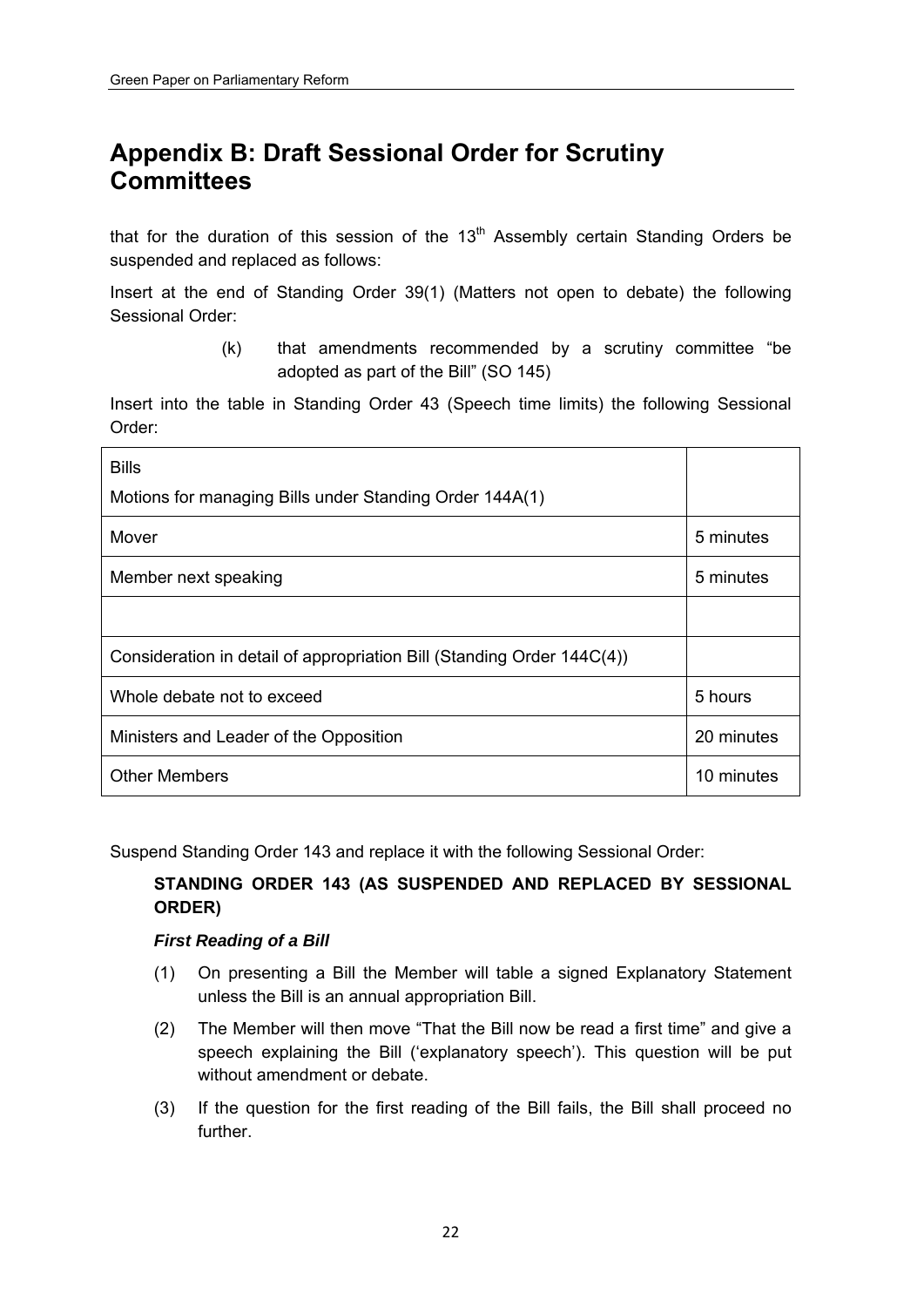# Appendix B: Draft Sessional Order for Scrutiny Committees

that for the duration of this session of the 13th Assembly certain Standing Orders be suspended and replaced as follows:

Insert at the end of Standing Order 39(1) (Matters not open to debate) the following Sessional Order:

> (k) that amendments recommended by a scrutiny committee "be adopted as part of the Bill" (SO 145)

Insert into the table in Standing Order 43 (Speech time limits) the following Sessional Order:

| Bills<br>Motions for managing Bills under Standing Order 144A(1) | |
|---|---|
| Mover | 5 minutes |
| Member next speaking | 5 minutes |
| | |
| Consideration in detail of appropriation Bill (Standing Order 144C(4)) | |
| Whole debate not to exceed | 5 hours |
| Ministers and Leader of the Opposition | 20 minutes |
| Other Members | 10 minutes |

Suspend Standing Order 143 and replace it with the following Sessional Order:

**STANDING ORDER 143 (AS SUSPENDED AND REPLACED BY SESSIONAL ORDER)**

***First Reading of a Bill***

(1) On presenting a Bill the Member will table a signed Explanatory Statement unless the Bill is an annual appropriation Bill.

(2) The Member will then move "That the Bill now be read a first time" and give a speech explaining the Bill ('explanatory speech'). This question will be put without amendment or debate.

(3) If the question for the first reading of the Bill fails, the Bill shall proceed no further.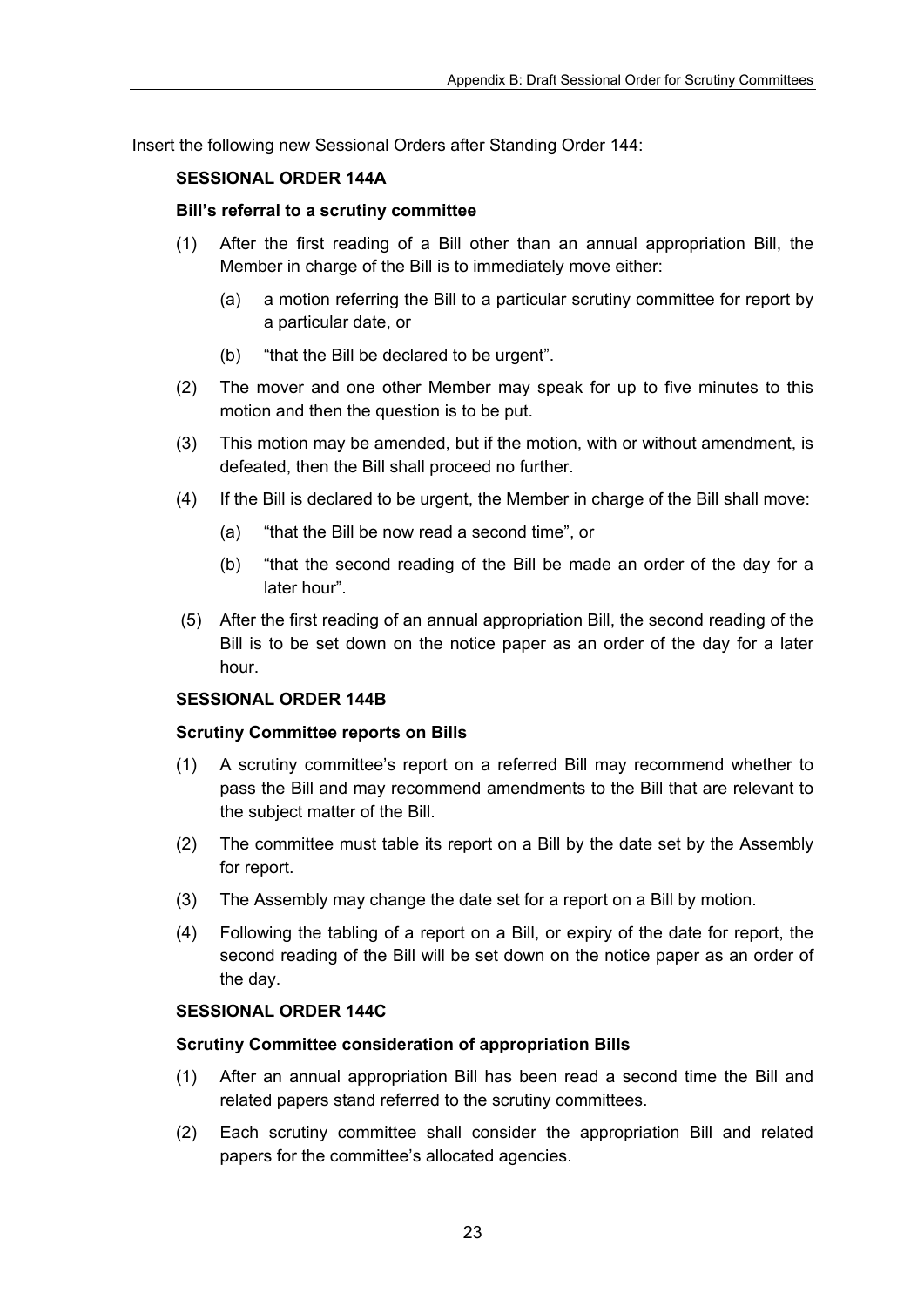Insert the following new Sessional Orders after Standing Order 144:

**SESSIONAL ORDER 144A**

**Bill's referral to a scrutiny committee**

(1) After the first reading of a Bill other than an annual appropriation Bill, the Member in charge of the Bill is to immediately move either:

  (a) a motion referring the Bill to a particular scrutiny committee for report by a particular date, or

  (b) "that the Bill be declared to be urgent".

(2) The mover and one other Member may speak for up to five minutes to this motion and then the question is to be put.

(3) This motion may be amended, but if the motion, with or without amendment, is defeated, then the Bill shall proceed no further.

(4) If the Bill is declared to be urgent, the Member in charge of the Bill shall move:

  (a) "that the Bill be now read a second time", or

  (b) "that the second reading of the Bill be made an order of the day for a later hour".

(5) After the first reading of an annual appropriation Bill, the second reading of the Bill is to be set down on the notice paper as an order of the day for a later hour.

**SESSIONAL ORDER 144B**

**Scrutiny Committee reports on Bills**

(1) A scrutiny committee's report on a referred Bill may recommend whether to pass the Bill and may recommend amendments to the Bill that are relevant to the subject matter of the Bill.

(2) The committee must table its report on a Bill by the date set by the Assembly for report.

(3) The Assembly may change the date set for a report on a Bill by motion.

(4) Following the tabling of a report on a Bill, or expiry of the date for report, the second reading of the Bill will be set down on the notice paper as an order of the day.

**SESSIONAL ORDER 144C**

**Scrutiny Committee consideration of appropriation Bills**

(1) After an annual appropriation Bill has been read a second time the Bill and related papers stand referred to the scrutiny committees.

(2) Each scrutiny committee shall consider the appropriation Bill and related papers for the committee's allocated agencies.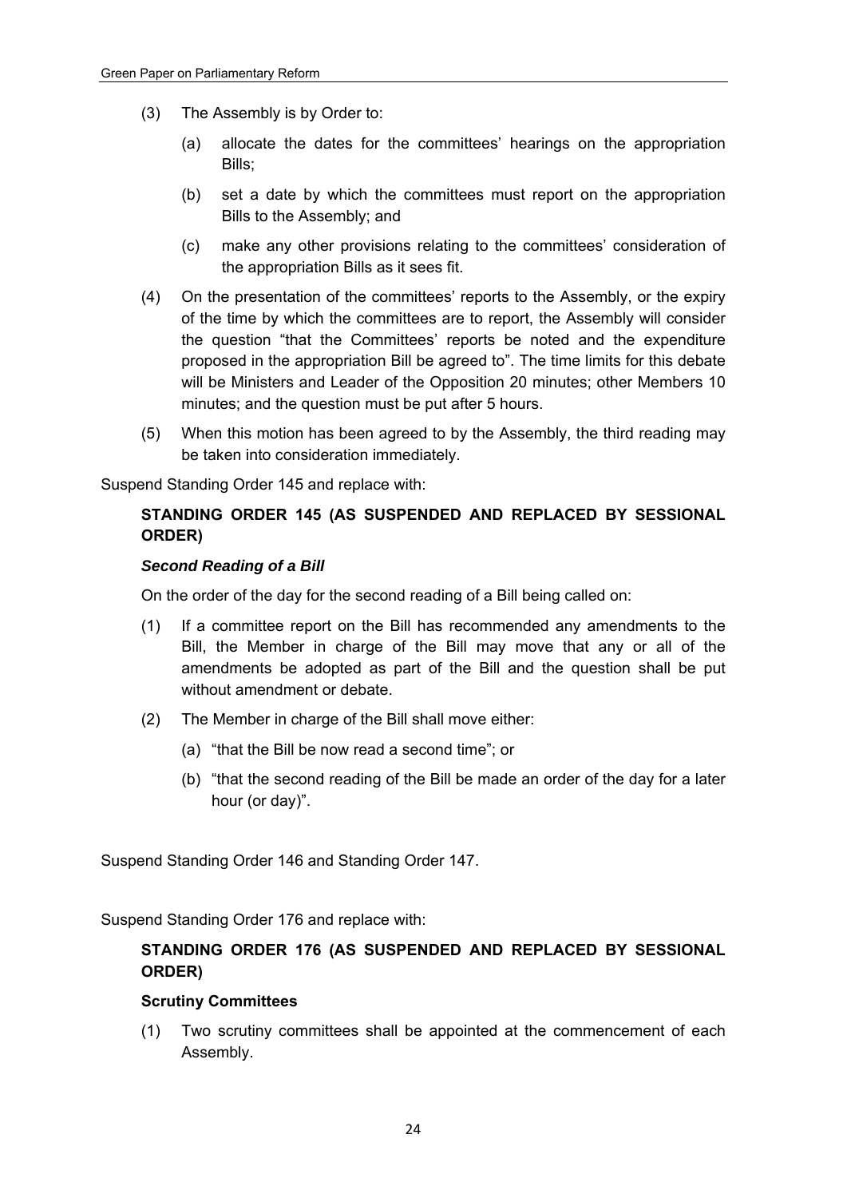(3) The Assembly is by Order to:

   (a) allocate the dates for the committees' hearings on the appropriation Bills;

   (b) set a date by which the committees must report on the appropriation Bills to the Assembly; and

   (c) make any other provisions relating to the committees' consideration of the appropriation Bills as it sees fit.

(4) On the presentation of the committees' reports to the Assembly, or the expiry of the time by which the committees are to report, the Assembly will consider the question "that the Committees' reports be noted and the expenditure proposed in the appropriation Bill be agreed to". The time limits for this debate will be Ministers and Leader of the Opposition 20 minutes; other Members 10 minutes; and the question must be put after 5 hours.

(5) When this motion has been agreed to by the Assembly, the third reading may be taken into consideration immediately.

Suspend Standing Order 145 and replace with:

**STANDING ORDER 145 (AS SUSPENDED AND REPLACED BY SESSIONAL ORDER)**

***Second Reading of a Bill***

On the order of the day for the second reading of a Bill being called on:

(1) If a committee report on the Bill has recommended any amendments to the Bill, the Member in charge of the Bill may move that any or all of the amendments be adopted as part of the Bill and the question shall be put without amendment or debate.

(2) The Member in charge of the Bill shall move either:

   (a) "that the Bill be now read a second time"; or

   (b) "that the second reading of the Bill be made an order of the day for a later hour (or day)".

Suspend Standing Order 146 and Standing Order 147.

Suspend Standing Order 176 and replace with:

**STANDING ORDER 176 (AS SUSPENDED AND REPLACED BY SESSIONAL ORDER)**

**Scrutiny Committees**

(1) Two scrutiny committees shall be appointed at the commencement of each Assembly.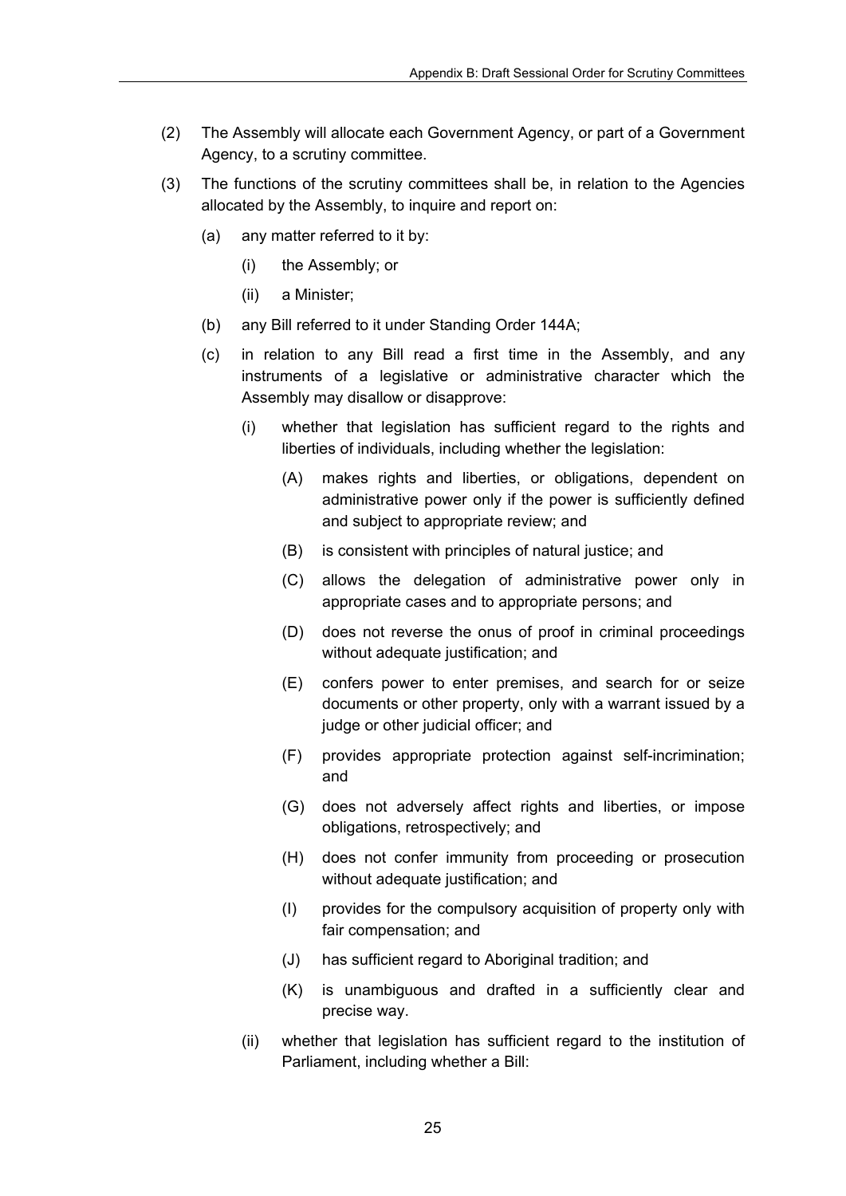(2) The Assembly will allocate each Government Agency, or part of a Government Agency, to a scrutiny committee.

(3) The functions of the scrutiny committees shall be, in relation to the Agencies allocated by the Assembly, to inquire and report on:

  (a) any matter referred to it by:

    (i) the Assembly; or

    (ii) a Minister;

  (b) any Bill referred to it under Standing Order 144A;

  (c) in relation to any Bill read a first time in the Assembly, and any instruments of a legislative or administrative character which the Assembly may disallow or disapprove:

    (i) whether that legislation has sufficient regard to the rights and liberties of individuals, including whether the legislation:

      (A) makes rights and liberties, or obligations, dependent on administrative power only if the power is sufficiently defined and subject to appropriate review; and

      (B) is consistent with principles of natural justice; and

      (C) allows the delegation of administrative power only in appropriate cases and to appropriate persons; and

      (D) does not reverse the onus of proof in criminal proceedings without adequate justification; and

      (E) confers power to enter premises, and search for or seize documents or other property, only with a warrant issued by a judge or other judicial officer; and

      (F) provides appropriate protection against self-incrimination; and

      (G) does not adversely affect rights and liberties, or impose obligations, retrospectively; and

      (H) does not confer immunity from proceeding or prosecution without adequate justification; and

      (I) provides for the compulsory acquisition of property only with fair compensation; and

      (J) has sufficient regard to Aboriginal tradition; and

      (K) is unambiguous and drafted in a sufficiently clear and precise way.

    (ii) whether that legislation has sufficient regard to the institution of Parliament, including whether a Bill: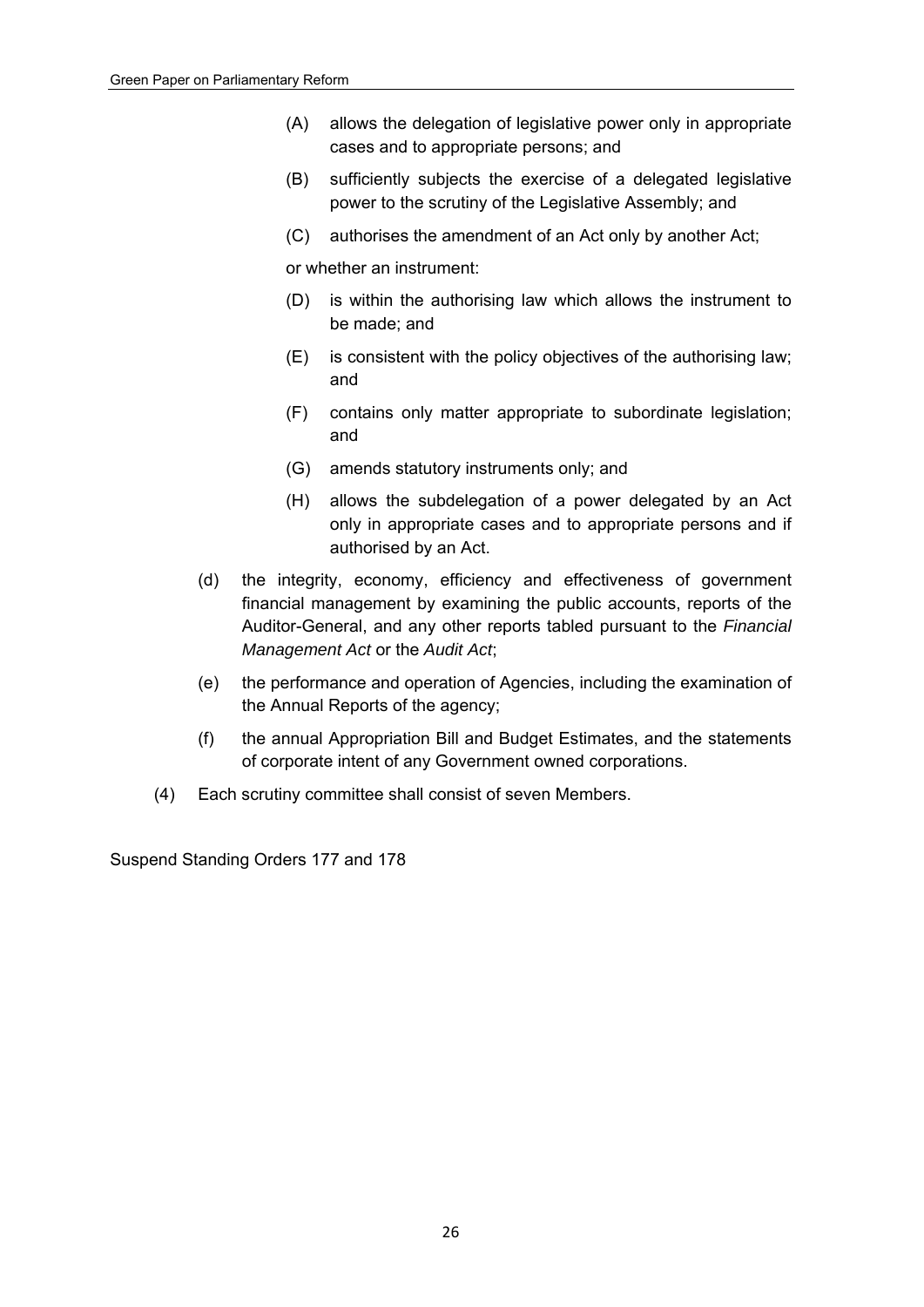(A) allows the delegation of legislative power only in appropriate cases and to appropriate persons; and

(B) sufficiently subjects the exercise of a delegated legislative power to the scrutiny of the Legislative Assembly; and

(C) authorises the amendment of an Act only by another Act;

or whether an instrument:

(D) is within the authorising law which allows the instrument to be made; and

(E) is consistent with the policy objectives of the authorising law; and

(F) contains only matter appropriate to subordinate legislation; and

(G) amends statutory instruments only; and

(H) allows the subdelegation of a power delegated by an Act only in appropriate cases and to appropriate persons and if authorised by an Act.

(d) the integrity, economy, efficiency and effectiveness of government financial management by examining the public accounts, reports of the Auditor-General, and any other reports tabled pursuant to the *Financial Management Act* or the *Audit Act*;

(e) the performance and operation of Agencies, including the examination of the Annual Reports of the agency;

(f) the annual Appropriation Bill and Budget Estimates, and the statements of corporate intent of any Government owned corporations.

(4) Each scrutiny committee shall consist of seven Members.

Suspend Standing Orders 177 and 178